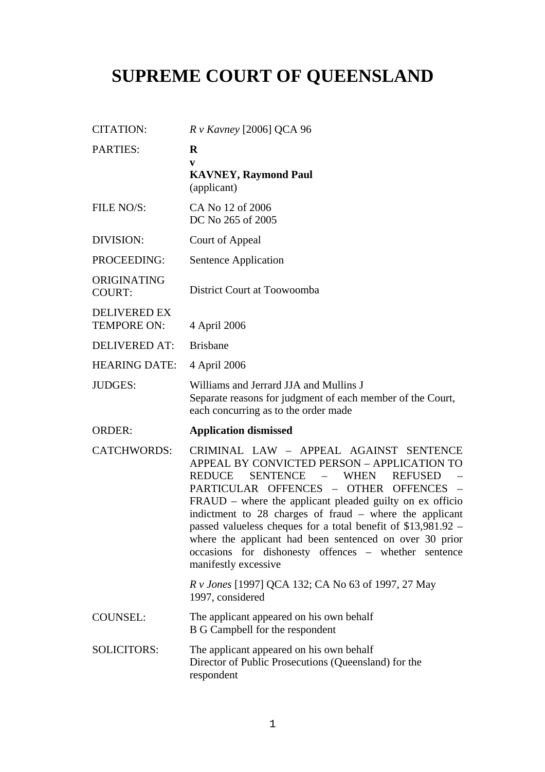# SUPREME COURT OF QUEENSLAND

| | |
|---|---|
| CITATION: | *R v Kavney* [2006] QCA 96 |
| PARTIES: | **R**<br>**v**<br>**KAVNEY, Raymond Paul**<br>(applicant) |
| FILE NO/S: | CA No 12 of 2006<br>DC No 265 of 2005 |
| DIVISION: | Court of Appeal |
| PROCEEDING: | Sentence Application |
| ORIGINATING COURT: | District Court at Toowoomba |
| DELIVERED EX TEMPORE ON: | 4 April 2006 |
| DELIVERED AT: | Brisbane |
| HEARING DATE: | 4 April 2006 |
| JUDGES: | Williams and Jerrard JJA and Mullins J<br>Separate reasons for judgment of each member of the Court, each concurring as to the order made |
| ORDER: | **Application dismissed** |
| CATCHWORDS: | CRIMINAL LAW – APPEAL AGAINST SENTENCE APPEAL BY CONVICTED PERSON – APPLICATION TO REDUCE SENTENCE – WHEN REFUSED – PARTICULAR OFFENCES – OTHER OFFENCES – FRAUD – where the applicant pleaded guilty on ex officio indictment to 28 charges of fraud – where the applicant passed valueless cheques for a total benefit of $13,981.92 – where the applicant had been sentenced on over 30 prior occasions for dishonesty offences – whether sentence manifestly excessive<br><br>*R v Jones* [1997] QCA 132; CA No 63 of 1997, 27 May 1997, considered |
| COUNSEL: | The applicant appeared on his own behalf<br>B G Campbell for the respondent |
| SOLICITORS: | The applicant appeared on his own behalf<br>Director of Public Prosecutions (Queensland) for the respondent |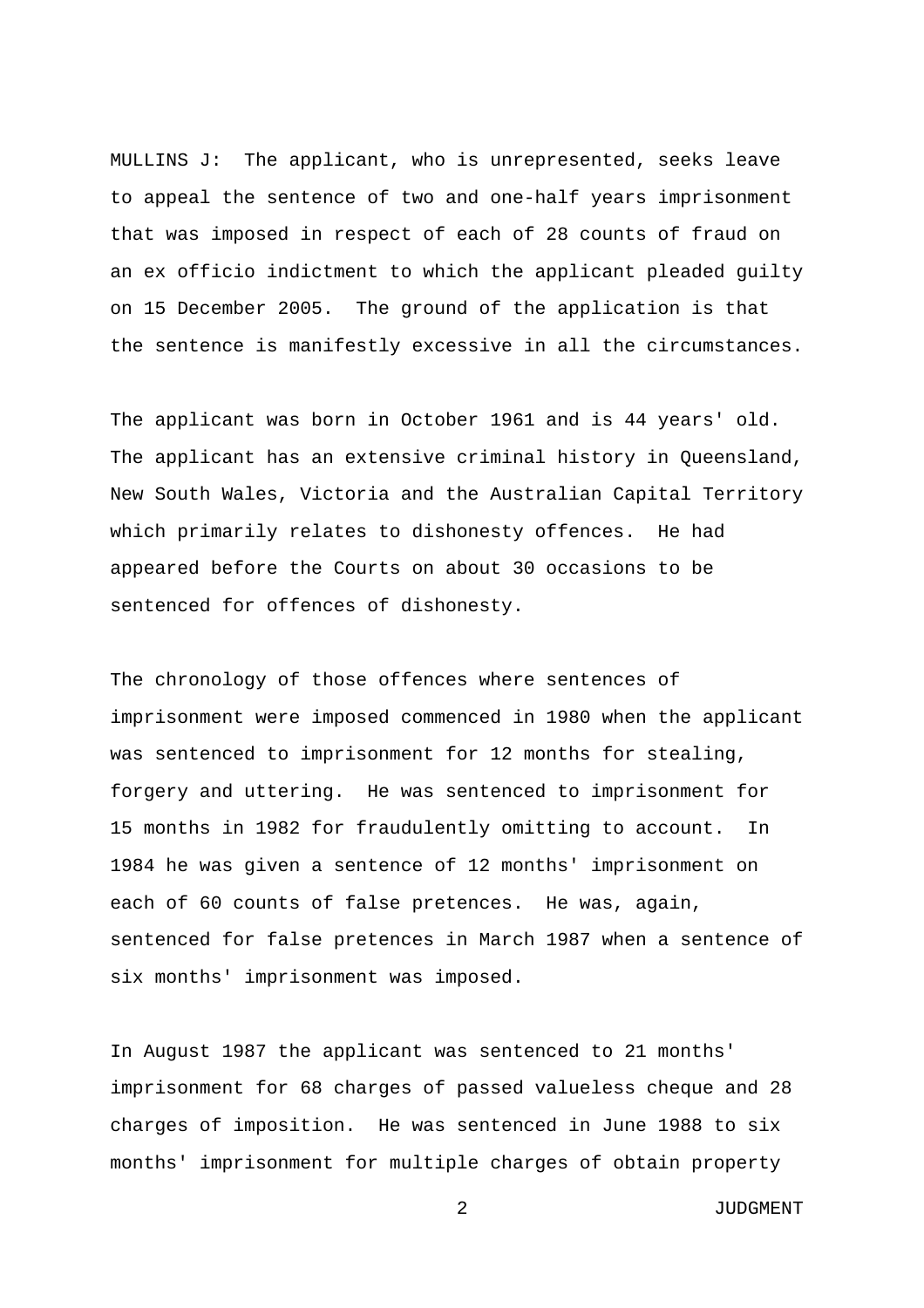MULLINS J: The applicant, who is unrepresented, seeks leave to appeal the sentence of two and one-half years imprisonment that was imposed in respect of each of 28 counts of fraud on an ex officio indictment to which the applicant pleaded guilty on 15 December 2005. The ground of the application is that the sentence is manifestly excessive in all the circumstances.

The applicant was born in October 1961 and is 44 years' old. The applicant has an extensive criminal history in Queensland, New South Wales, Victoria and the Australian Capital Territory which primarily relates to dishonesty offences. He had appeared before the Courts on about 30 occasions to be sentenced for offences of dishonesty.

The chronology of those offences where sentences of imprisonment were imposed commenced in 1980 when the applicant was sentenced to imprisonment for 12 months for stealing, forgery and uttering. He was sentenced to imprisonment for 15 months in 1982 for fraudulently omitting to account. In 1984 he was given a sentence of 12 months' imprisonment on each of 60 counts of false pretences. He was, again, sentenced for false pretences in March 1987 when a sentence of six months' imprisonment was imposed.

In August 1987 the applicant was sentenced to 21 months' imprisonment for 68 charges of passed valueless cheque and 28 charges of imposition. He was sentenced in June 1988 to six months' imprisonment for multiple charges of obtain property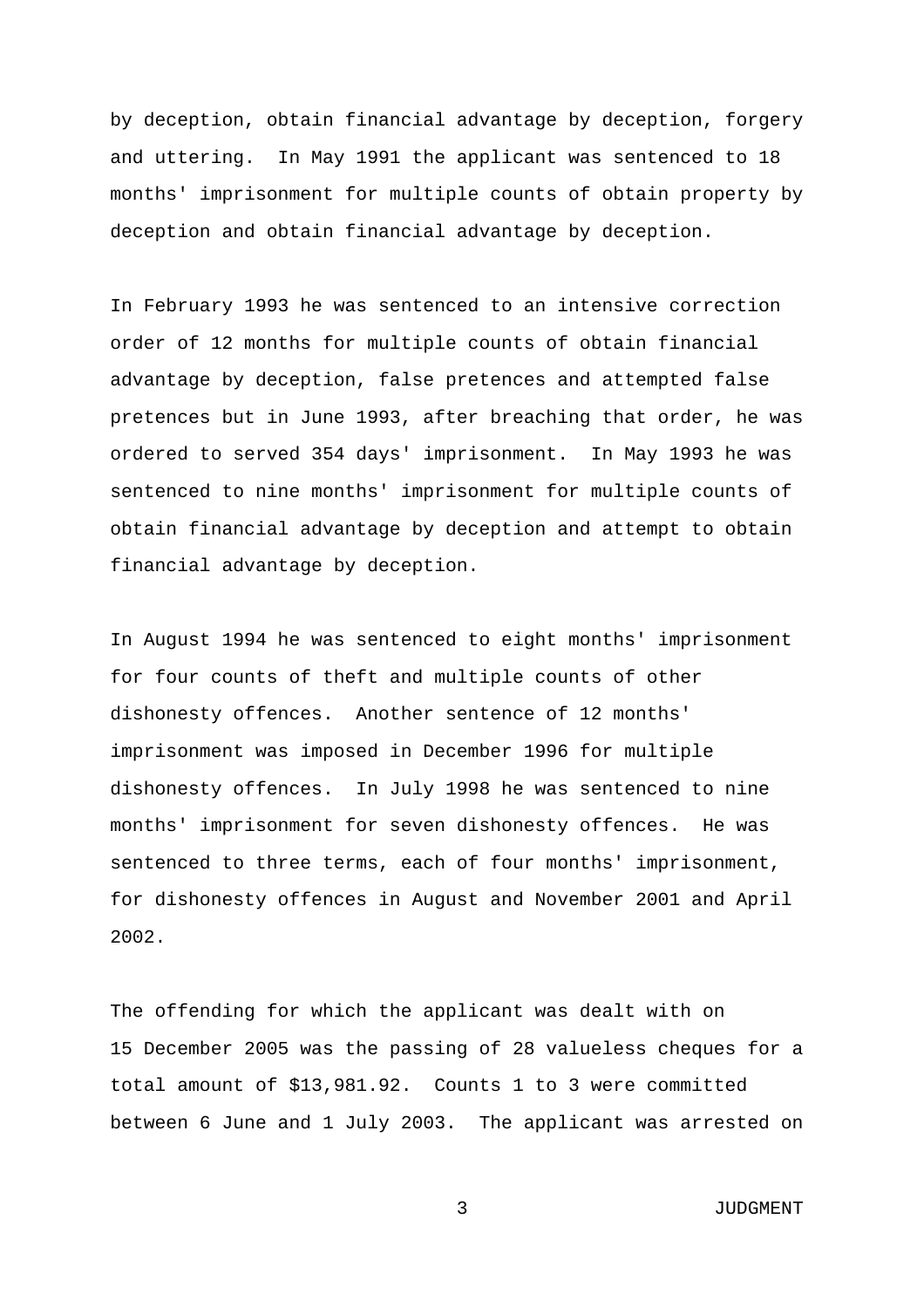by deception, obtain financial advantage by deception, forgery and uttering. In May 1991 the applicant was sentenced to 18 months' imprisonment for multiple counts of obtain property by deception and obtain financial advantage by deception.

In February 1993 he was sentenced to an intensive correction order of 12 months for multiple counts of obtain financial advantage by deception, false pretences and attempted false pretences but in June 1993, after breaching that order, he was ordered to served 354 days' imprisonment. In May 1993 he was sentenced to nine months' imprisonment for multiple counts of obtain financial advantage by deception and attempt to obtain financial advantage by deception.

In August 1994 he was sentenced to eight months' imprisonment for four counts of theft and multiple counts of other dishonesty offences. Another sentence of 12 months' imprisonment was imposed in December 1996 for multiple dishonesty offences. In July 1998 he was sentenced to nine months' imprisonment for seven dishonesty offences. He was sentenced to three terms, each of four months' imprisonment, for dishonesty offences in August and November 2001 and April 2002.

The offending for which the applicant was dealt with on 15 December 2005 was the passing of 28 valueless cheques for a total amount of $13,981.92. Counts 1 to 3 were committed between 6 June and 1 July 2003. The applicant was arrested on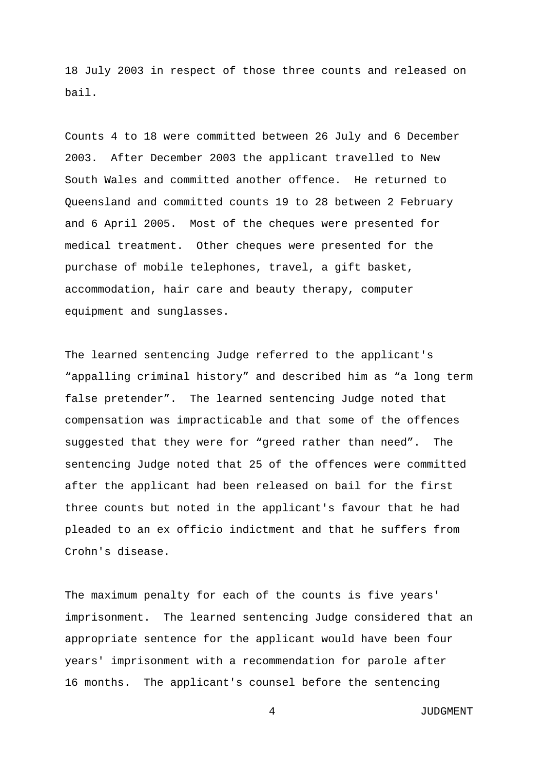18 July 2003 in respect of those three counts and released on bail.

Counts 4 to 18 were committed between 26 July and 6 December 2003. After December 2003 the applicant travelled to New South Wales and committed another offence. He returned to Queensland and committed counts 19 to 28 between 2 February and 6 April 2005. Most of the cheques were presented for medical treatment. Other cheques were presented for the purchase of mobile telephones, travel, a gift basket, accommodation, hair care and beauty therapy, computer equipment and sunglasses.

The learned sentencing Judge referred to the applicant's "appalling criminal history" and described him as "a long term false pretender". The learned sentencing Judge noted that compensation was impracticable and that some of the offences suggested that they were for "greed rather than need". The sentencing Judge noted that 25 of the offences were committed after the applicant had been released on bail for the first three counts but noted in the applicant's favour that he had pleaded to an ex officio indictment and that he suffers from Crohn's disease.

The maximum penalty for each of the counts is five years' imprisonment. The learned sentencing Judge considered that an appropriate sentence for the applicant would have been four years' imprisonment with a recommendation for parole after 16 months. The applicant's counsel before the sentencing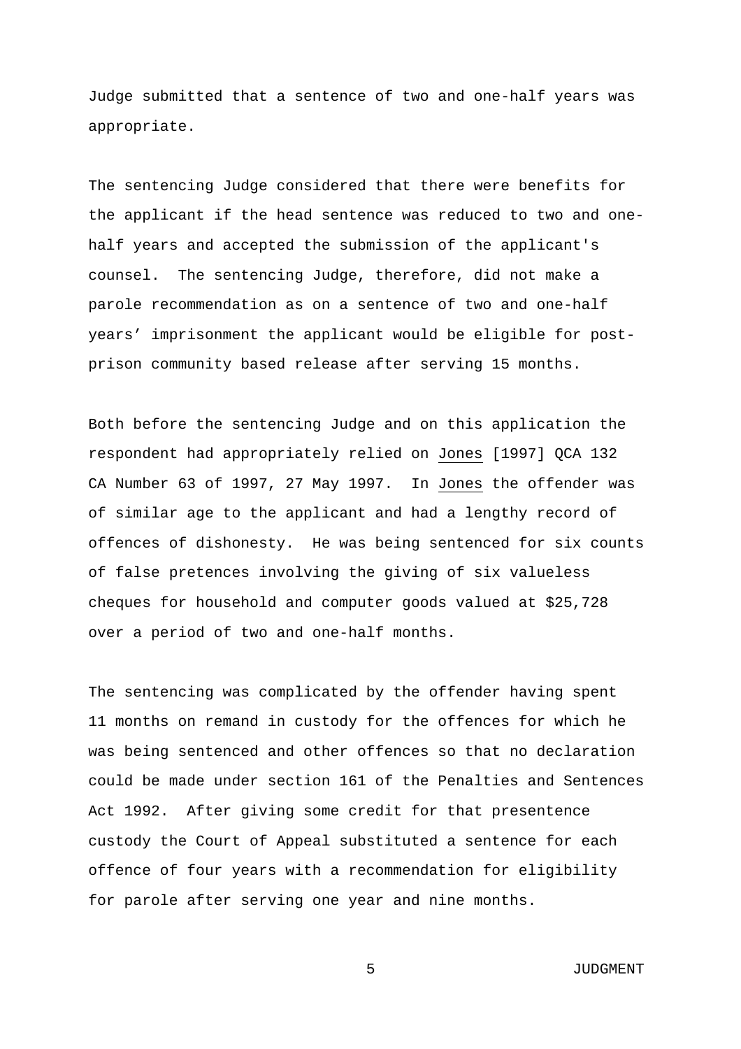Judge submitted that a sentence of two and one-half years was appropriate.

The sentencing Judge considered that there were benefits for the applicant if the head sentence was reduced to two and one-half years and accepted the submission of the applicant's counsel. The sentencing Judge, therefore, did not make a parole recommendation as on a sentence of two and one-half years' imprisonment the applicant would be eligible for post-prison community based release after serving 15 months.

Both before the sentencing Judge and on this application the respondent had appropriately relied on Jones [1997] QCA 132 CA Number 63 of 1997, 27 May 1997. In Jones the offender was of similar age to the applicant and had a lengthy record of offences of dishonesty. He was being sentenced for six counts of false pretences involving the giving of six valueless cheques for household and computer goods valued at $25,728 over a period of two and one-half months.

The sentencing was complicated by the offender having spent 11 months on remand in custody for the offences for which he was being sentenced and other offences so that no declaration could be made under section 161 of the Penalties and Sentences Act 1992. After giving some credit for that presentence custody the Court of Appeal substituted a sentence for each offence of four years with a recommendation for eligibility for parole after serving one year and nine months.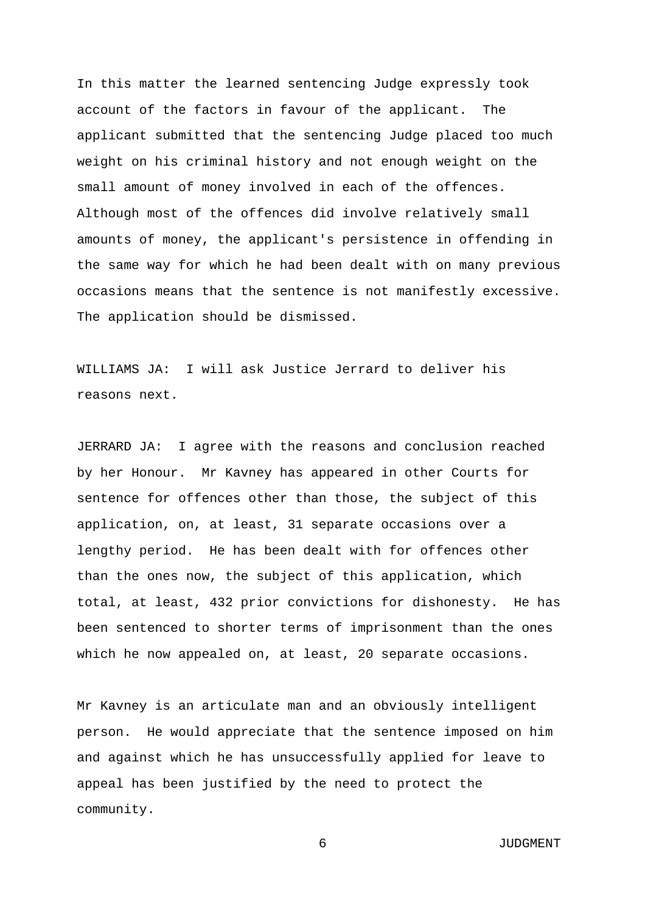In this matter the learned sentencing Judge expressly took account of the factors in favour of the applicant. The applicant submitted that the sentencing Judge placed too much weight on his criminal history and not enough weight on the small amount of money involved in each of the offences. Although most of the offences did involve relatively small amounts of money, the applicant's persistence in offending in the same way for which he had been dealt with on many previous occasions means that the sentence is not manifestly excessive. The application should be dismissed.

WILLIAMS JA: I will ask Justice Jerrard to deliver his reasons next.

JERRARD JA: I agree with the reasons and conclusion reached by her Honour. Mr Kavney has appeared in other Courts for sentence for offences other than those, the subject of this application, on, at least, 31 separate occasions over a lengthy period. He has been dealt with for offences other than the ones now, the subject of this application, which total, at least, 432 prior convictions for dishonesty. He has been sentenced to shorter terms of imprisonment than the ones which he now appealed on, at least, 20 separate occasions.

Mr Kavney is an articulate man and an obviously intelligent person. He would appreciate that the sentence imposed on him and against which he has unsuccessfully applied for leave to appeal has been justified by the need to protect the community.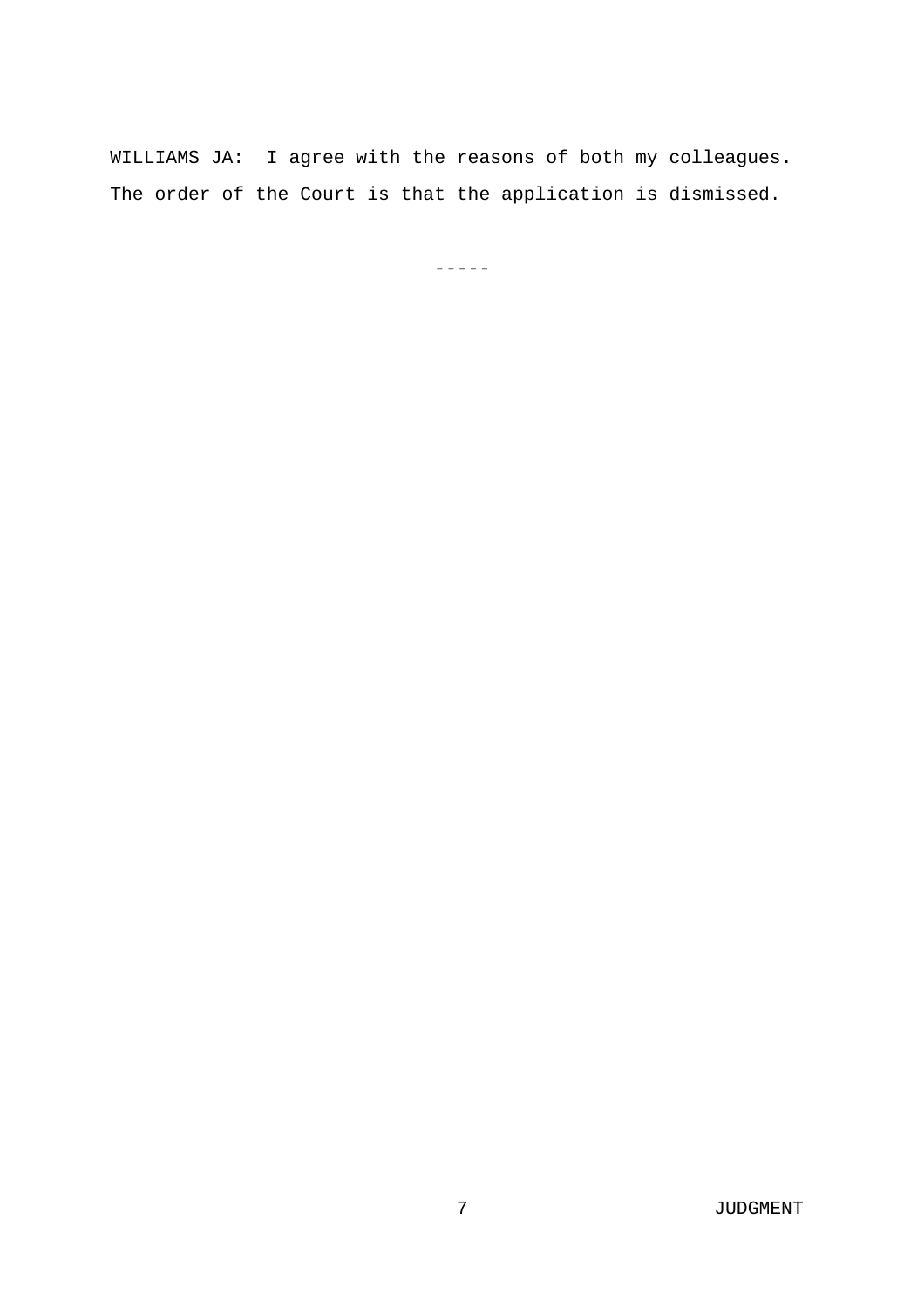WILLIAMS JA: I agree with the reasons of both my colleagues. The order of the Court is that the application is dismissed.

-----